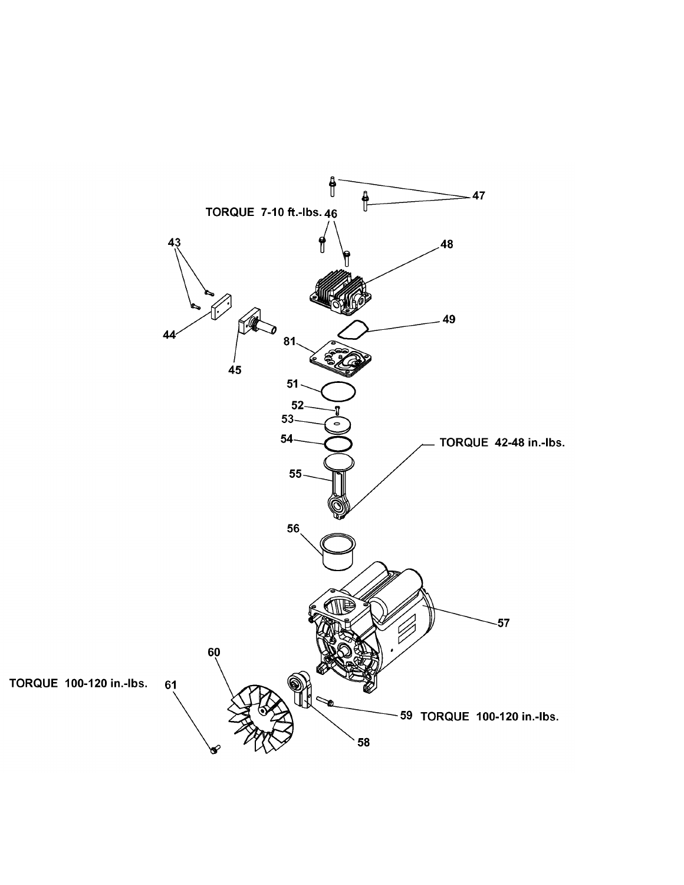TORQUE 7-10 ft.-lbs.

TORQUE 42-48 in.-lbs.

TORQUE 100-120 in.-lbs.

TORQUE 100-120 in.-lbs.

43
44
45
46
47
48
49
81
51
52
53
54
55
56
57
58
59
60
61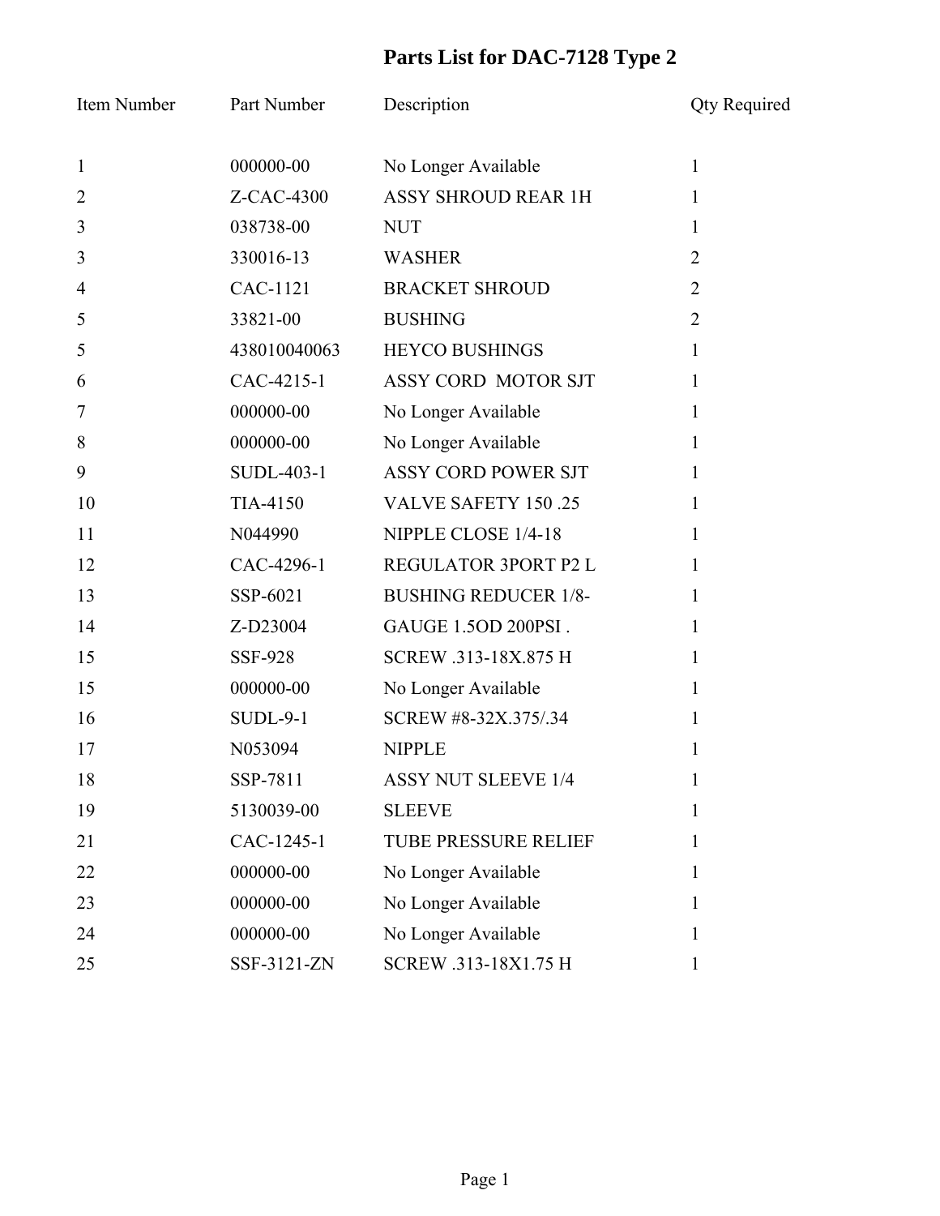# Parts List for DAC-7128 Type 2

| Item Number | Part Number | Description | Qty Required |
|---|---|---|---|
| 1 | 000000-00 | No Longer Available | 1 |
| 2 | Z-CAC-4300 | ASSY SHROUD REAR 1H | 1 |
| 3 | 038738-00 | NUT | 1 |
| 3 | 330016-13 | WASHER | 2 |
| 4 | CAC-1121 | BRACKET SHROUD | 2 |
| 5 | 33821-00 | BUSHING | 2 |
| 5 | 438010040063 | HEYCO BUSHINGS | 1 |
| 6 | CAC-4215-1 | ASSY CORD MOTOR SJT | 1 |
| 7 | 000000-00 | No Longer Available | 1 |
| 8 | 000000-00 | No Longer Available | 1 |
| 9 | SUDL-403-1 | ASSY CORD POWER SJT | 1 |
| 10 | TIA-4150 | VALVE SAFETY 150 .25 | 1 |
| 11 | N044990 | NIPPLE CLOSE 1/4-18 | 1 |
| 12 | CAC-4296-1 | REGULATOR 3PORT P2 L | 1 |
| 13 | SSP-6021 | BUSHING REDUCER 1/8- | 1 |
| 14 | Z-D23004 | GAUGE 1.5OD 200PSI . | 1 |
| 15 | SSF-928 | SCREW .313-18X.875 H | 1 |
| 15 | 000000-00 | No Longer Available | 1 |
| 16 | SUDL-9-1 | SCREW #8-32X.375/.34 | 1 |
| 17 | N053094 | NIPPLE | 1 |
| 18 | SSP-7811 | ASSY NUT SLEEVE 1/4 | 1 |
| 19 | 5130039-00 | SLEEVE | 1 |
| 21 | CAC-1245-1 | TUBE PRESSURE RELIEF | 1 |
| 22 | 000000-00 | No Longer Available | 1 |
| 23 | 000000-00 | No Longer Available | 1 |
| 24 | 000000-00 | No Longer Available | 1 |
| 25 | SSF-3121-ZN | SCREW .313-18X1.75 H | 1 |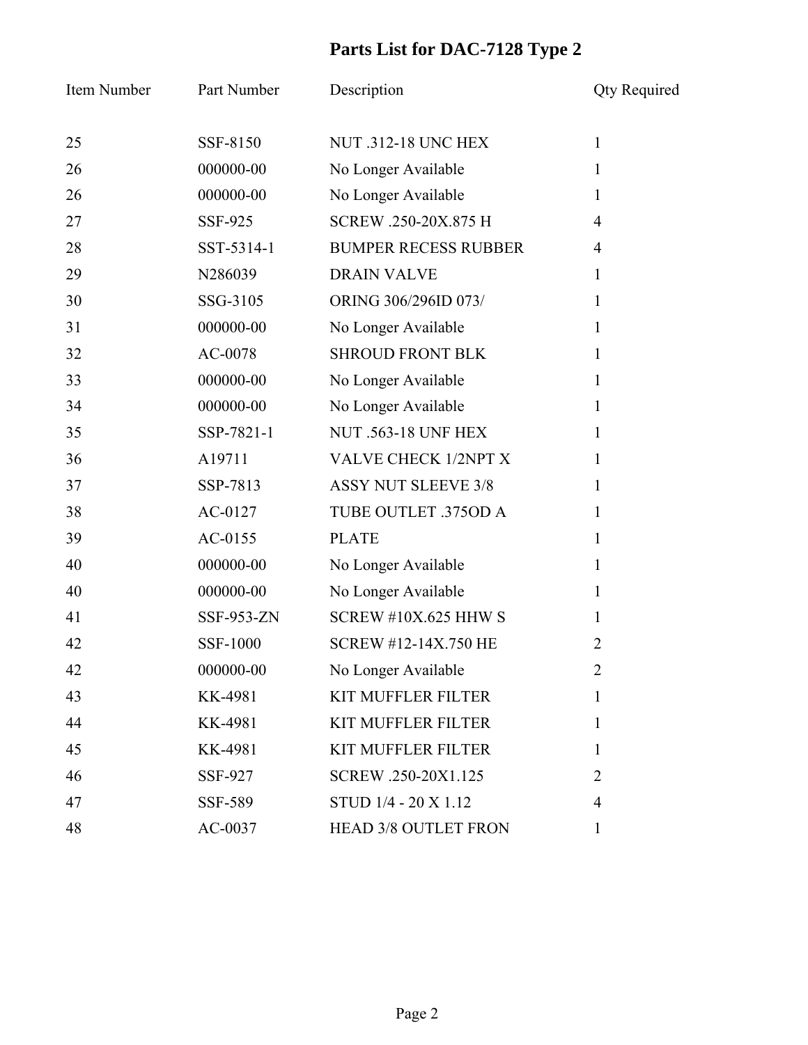# Parts List for DAC-7128 Type 2

| Item Number | Part Number | Description | Qty Required |
|---|---|---|---|
| 25 | SSF-8150 | NUT .312-18 UNC HEX | 1 |
| 26 | 000000-00 | No Longer Available | 1 |
| 26 | 000000-00 | No Longer Available | 1 |
| 27 | SSF-925 | SCREW .250-20X.875 H | 4 |
| 28 | SST-5314-1 | BUMPER RECESS RUBBER | 4 |
| 29 | N286039 | DRAIN VALVE | 1 |
| 30 | SSG-3105 | ORING 306/296ID 073/ | 1 |
| 31 | 000000-00 | No Longer Available | 1 |
| 32 | AC-0078 | SHROUD FRONT BLK | 1 |
| 33 | 000000-00 | No Longer Available | 1 |
| 34 | 000000-00 | No Longer Available | 1 |
| 35 | SSP-7821-1 | NUT .563-18 UNF HEX | 1 |
| 36 | A19711 | VALVE CHECK 1/2NPT X | 1 |
| 37 | SSP-7813 | ASSY NUT SLEEVE 3/8 | 1 |
| 38 | AC-0127 | TUBE OUTLET .375OD A | 1 |
| 39 | AC-0155 | PLATE | 1 |
| 40 | 000000-00 | No Longer Available | 1 |
| 40 | 000000-00 | No Longer Available | 1 |
| 41 | SSF-953-ZN | SCREW #10X.625 HHW S | 1 |
| 42 | SSF-1000 | SCREW #12-14X.750 HE | 2 |
| 42 | 000000-00 | No Longer Available | 2 |
| 43 | KK-4981 | KIT MUFFLER FILTER | 1 |
| 44 | KK-4981 | KIT MUFFLER FILTER | 1 |
| 45 | KK-4981 | KIT MUFFLER FILTER | 1 |
| 46 | SSF-927 | SCREW .250-20X1.125 | 2 |
| 47 | SSF-589 | STUD 1/4 - 20 X 1.12 | 4 |
| 48 | AC-0037 | HEAD 3/8 OUTLET FRON | 1 |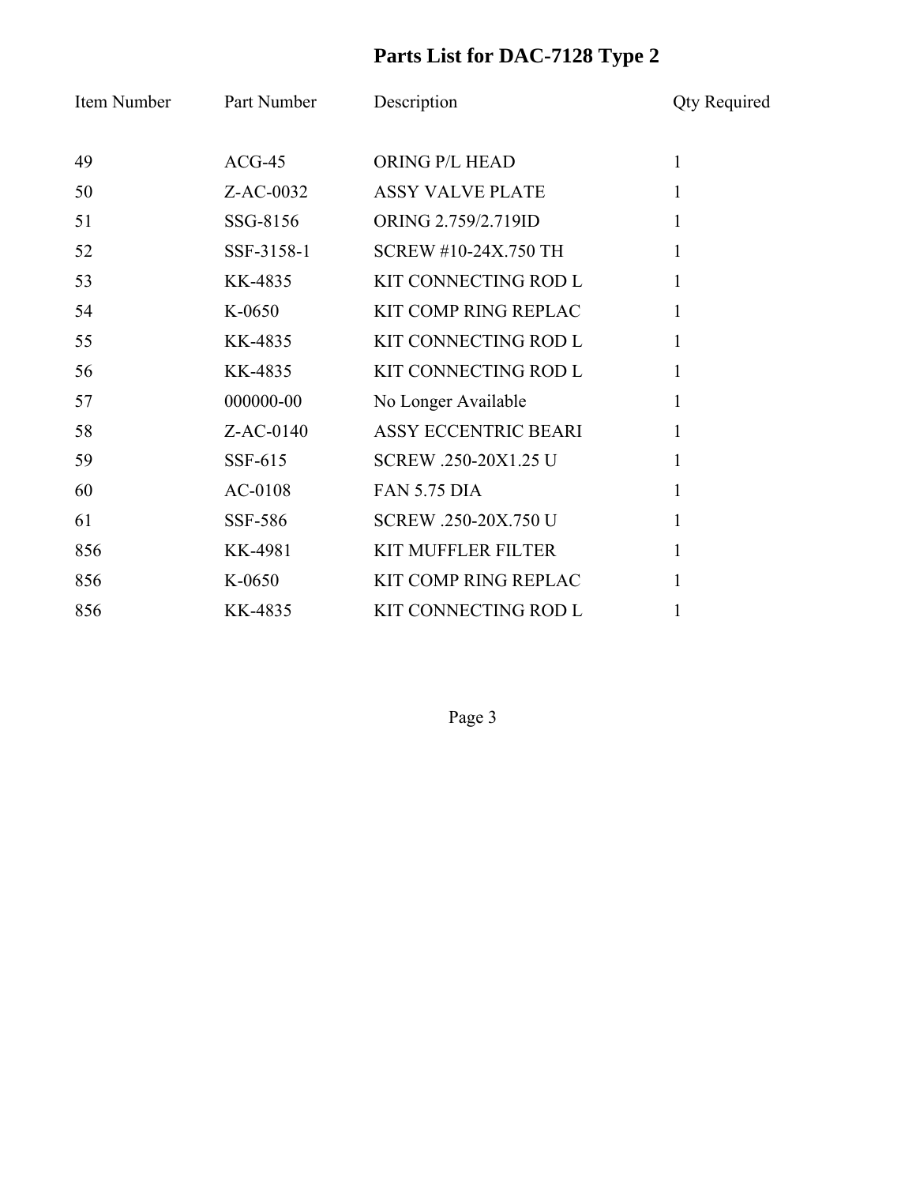# Parts List for DAC-7128 Type 2

| Item Number | Part Number | Description | Qty Required |
|---|---|---|---|
| 49 | ACG-45 | ORING P/L HEAD | 1 |
| 50 | Z-AC-0032 | ASSY VALVE PLATE | 1 |
| 51 | SSG-8156 | ORING 2.759/2.719ID | 1 |
| 52 | SSF-3158-1 | SCREW #10-24X.750 TH | 1 |
| 53 | KK-4835 | KIT CONNECTING ROD L | 1 |
| 54 | K-0650 | KIT COMP RING REPLAC | 1 |
| 55 | KK-4835 | KIT CONNECTING ROD L | 1 |
| 56 | KK-4835 | KIT CONNECTING ROD L | 1 |
| 57 | 000000-00 | No Longer Available | 1 |
| 58 | Z-AC-0140 | ASSY ECCENTRIC BEARI | 1 |
| 59 | SSF-615 | SCREW .250-20X1.25 U | 1 |
| 60 | AC-0108 | FAN 5.75 DIA | 1 |
| 61 | SSF-586 | SCREW .250-20X.750 U | 1 |
| 856 | KK-4981 | KIT MUFFLER FILTER | 1 |
| 856 | K-0650 | KIT COMP RING REPLAC | 1 |
| 856 | KK-4835 | KIT CONNECTING ROD L | 1 |